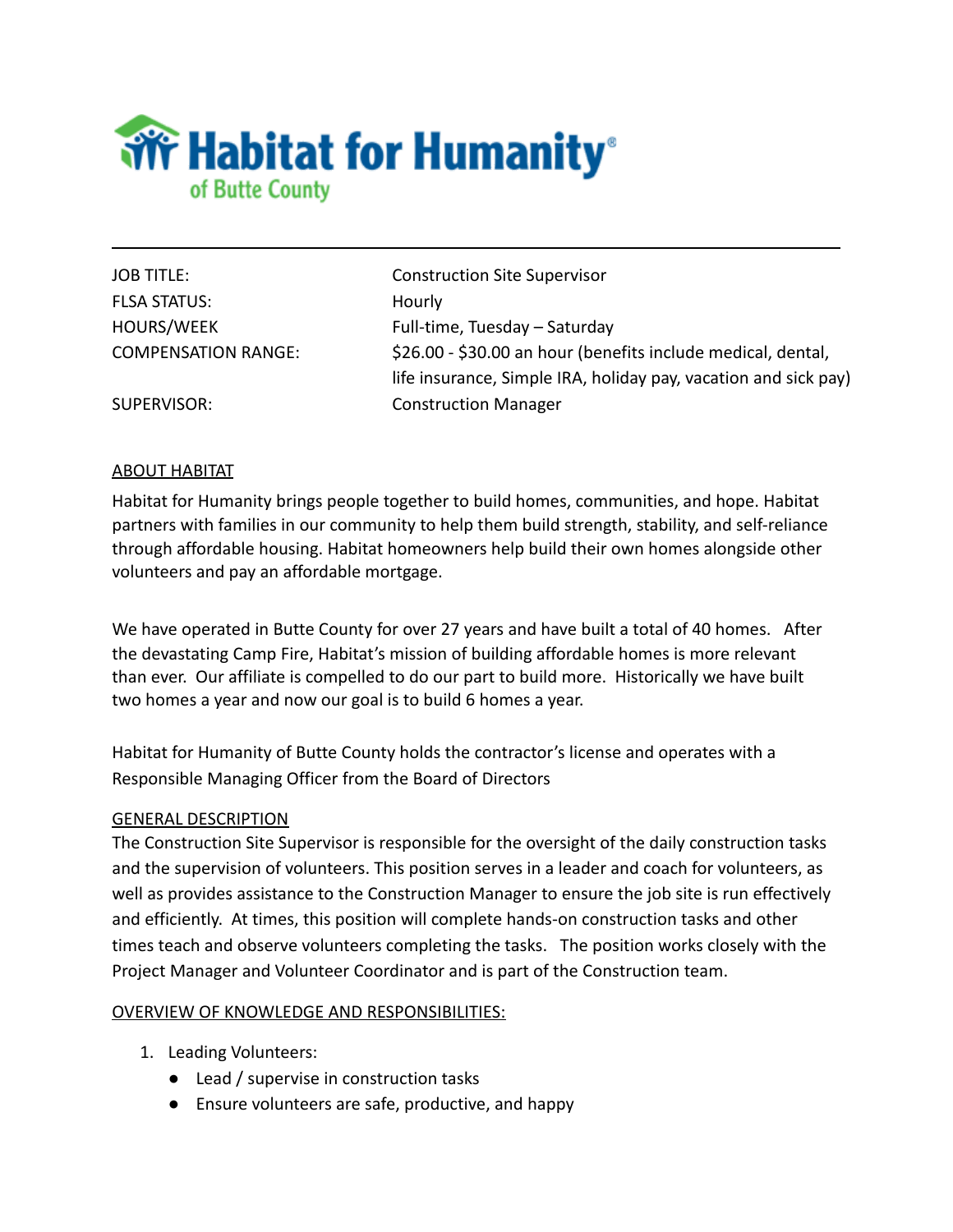# Habitat for Humanity of Butte County

---

| | |
|---|---|
| JOB TITLE: | Construction Site Supervisor |
| FLSA STATUS: | Hourly |
| HOURS/WEEK | Full-time, Tuesday – Saturday |
| COMPENSATION RANGE: | $26.00 - $30.00 an hour (benefits include medical, dental, life insurance, Simple IRA, holiday pay, vacation and sick pay) |
| SUPERVISOR: | Construction Manager |

## ABOUT HABITAT

Habitat for Humanity brings people together to build homes, communities, and hope. Habitat partners with families in our community to help them build strength, stability, and self-reliance through affordable housing. Habitat homeowners help build their own homes alongside other volunteers and pay an affordable mortgage.

We have operated in Butte County for over 27 years and have built a total of 40 homes. After the devastating Camp Fire, Habitat's mission of building affordable homes is more relevant than ever. Our affiliate is compelled to do our part to build more. Historically we have built two homes a year and now our goal is to build 6 homes a year.

Habitat for Humanity of Butte County holds the contractor's license and operates with a Responsible Managing Officer from the Board of Directors

## GENERAL DESCRIPTION

The Construction Site Supervisor is responsible for the oversight of the daily construction tasks and the supervision of volunteers. This position serves in a leader and coach for volunteers, as well as provides assistance to the Construction Manager to ensure the job site is run effectively and efficiently. At times, this position will complete hands-on construction tasks and other times teach and observe volunteers completing the tasks. The position works closely with the Project Manager and Volunteer Coordinator and is part of the Construction team.

## OVERVIEW OF KNOWLEDGE AND RESPONSIBILITIES:

1. Leading Volunteers:
   - Lead / supervise in construction tasks
   - Ensure volunteers are safe, productive, and happy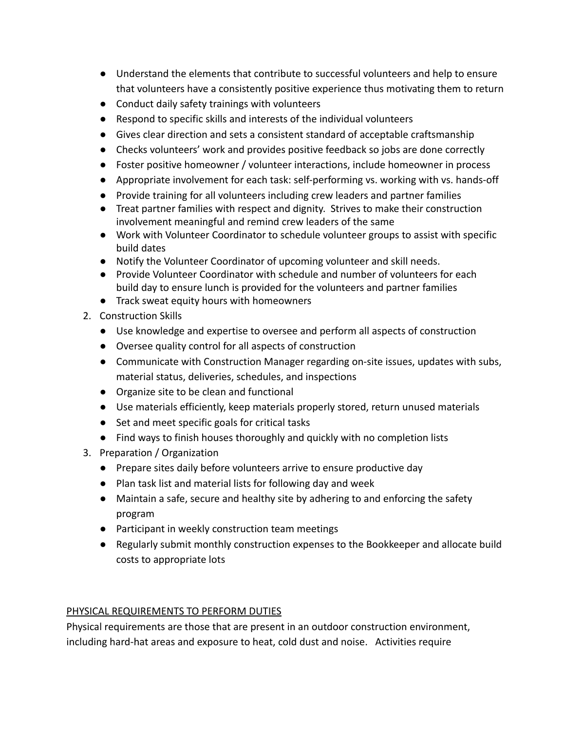- Understand the elements that contribute to successful volunteers and help to ensure that volunteers have a consistently positive experience thus motivating them to return
- Conduct daily safety trainings with volunteers
- Respond to specific skills and interests of the individual volunteers
- Gives clear direction and sets a consistent standard of acceptable craftsmanship
- Checks volunteers' work and provides positive feedback so jobs are done correctly
- Foster positive homeowner / volunteer interactions, include homeowner in process
- Appropriate involvement for each task: self-performing vs. working with vs. hands-off
- Provide training for all volunteers including crew leaders and partner families
- Treat partner families with respect and dignity. Strives to make their construction involvement meaningful and remind crew leaders of the same
- Work with Volunteer Coordinator to schedule volunteer groups to assist with specific build dates
- Notify the Volunteer Coordinator of upcoming volunteer and skill needs.
- Provide Volunteer Coordinator with schedule and number of volunteers for each build day to ensure lunch is provided for the volunteers and partner families
- Track sweat equity hours with homeowners

2. Construction Skills
   - Use knowledge and expertise to oversee and perform all aspects of construction
   - Oversee quality control for all aspects of construction
   - Communicate with Construction Manager regarding on-site issues, updates with subs, material status, deliveries, schedules, and inspections
   - Organize site to be clean and functional
   - Use materials efficiently, keep materials properly stored, return unused materials
   - Set and meet specific goals for critical tasks
   - Find ways to finish houses thoroughly and quickly with no completion lists
3. Preparation / Organization
   - Prepare sites daily before volunteers arrive to ensure productive day
   - Plan task list and material lists for following day and week
   - Maintain a safe, secure and healthy site by adhering to and enforcing the safety program
   - Participant in weekly construction team meetings
   - Regularly submit monthly construction expenses to the Bookkeeper and allocate build costs to appropriate lots

<u>PHYSICAL REQUIREMENTS TO PERFORM DUTIES</u>

Physical requirements are those that are present in an outdoor construction environment, including hard-hat areas and exposure to heat, cold dust and noise. Activities require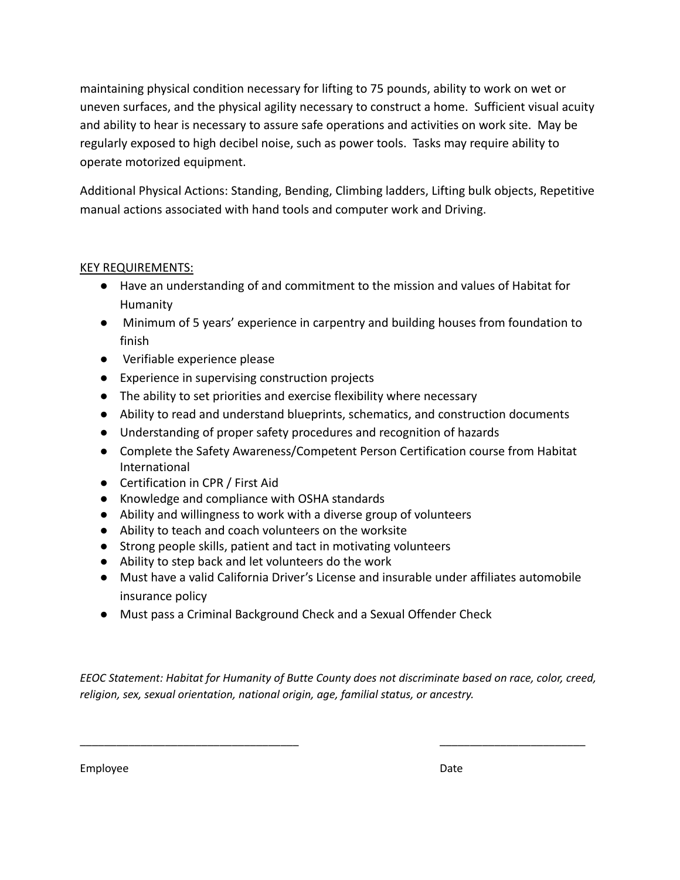maintaining physical condition necessary for lifting to 75 pounds, ability to work on wet or uneven surfaces, and the physical agility necessary to construct a home. Sufficient visual acuity and ability to hear is necessary to assure safe operations and activities on work site. May be regularly exposed to high decibel noise, such as power tools. Tasks may require ability to operate motorized equipment.

Additional Physical Actions: Standing, Bending, Climbing ladders, Lifting bulk objects, Repetitive manual actions associated with hand tools and computer work and Driving.

KEY REQUIREMENTS:

- Have an understanding of and commitment to the mission and values of Habitat for Humanity
- Minimum of 5 years' experience in carpentry and building houses from foundation to finish
- Verifiable experience please
- Experience in supervising construction projects
- The ability to set priorities and exercise flexibility where necessary
- Ability to read and understand blueprints, schematics, and construction documents
- Understanding of proper safety procedures and recognition of hazards
- Complete the Safety Awareness/Competent Person Certification course from Habitat International
- Certification in CPR / First Aid
- Knowledge and compliance with OSHA standards
- Ability and willingness to work with a diverse group of volunteers
- Ability to teach and coach volunteers on the worksite
- Strong people skills, patient and tact in motivating volunteers
- Ability to step back and let volunteers do the work
- Must have a valid California Driver's License and insurable under affiliates automobile insurance policy
- Must pass a Criminal Background Check and a Sexual Offender Check

*EEOC Statement: Habitat for Humanity of Butte County does not discriminate based on race, color, creed, religion, sex, sexual orientation, national origin, age, familial status, or ancestry.*

___________________________________ ________________________

Employee Date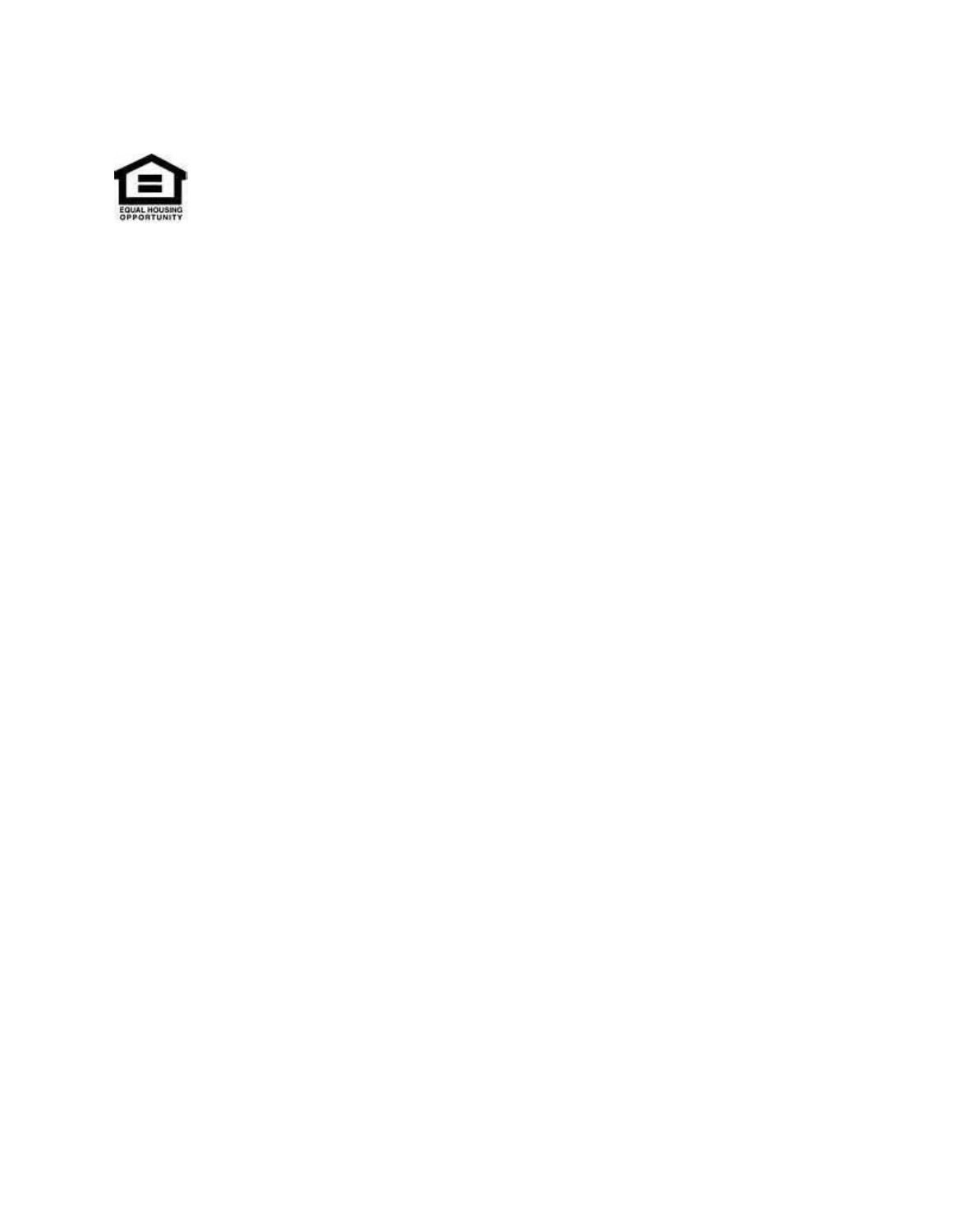EQUAL HOUSING OPPORTUNITY